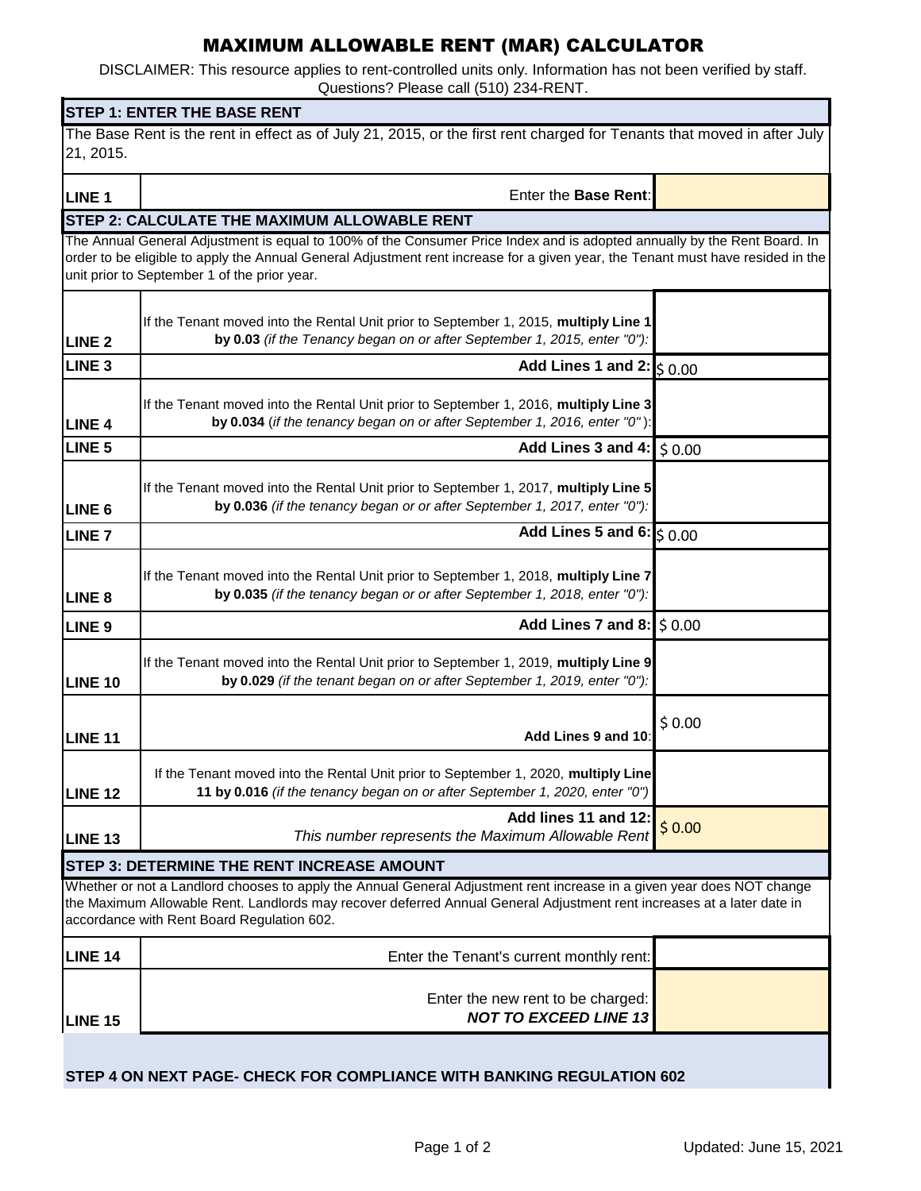# MAXIMUM ALLOWABLE RENT (MAR) CALCULATOR

DISCLAIMER: This resource applies to rent-controlled units only. Information has not been verified by staff. Questions? Please call (510) 234-RENT.

| | | |
|---|---|---|
| **STEP 1: ENTER THE BASE RENT** | | |
| The Base Rent is the rent in effect as of July 21, 2015, or the first rent charged for Tenants that moved in after July 21, 2015. | | |
| **LINE 1** | Enter the **Base Rent**: | |
| **STEP 2: CALCULATE THE MAXIMUM ALLOWABLE RENT** | | |
| The Annual General Adjustment is equal to 100% of the Consumer Price Index and is adopted annually by the Rent Board. In order to be eligible to apply the Annual General Adjustment rent increase for a given year, the Tenant must have resided in the unit prior to September 1 of the prior year. | | |
| **LINE 2** | If the Tenant moved into the Rental Unit prior to September 1, 2015, **multiply Line 1 by 0.03** *(if the Tenancy began on or after September 1, 2015, enter "0"):* | |
| **LINE 3** | **Add Lines 1 and 2:** | $ 0.00 |
| **LINE 4** | If the Tenant moved into the Rental Unit prior to September 1, 2016, **multiply Line 3 by 0.034** (*if the tenancy began on or after September 1, 2016, enter "0"*): | |
| **LINE 5** | **Add Lines 3 and 4:** | $ 0.00 |
| **LINE 6** | If the Tenant moved into the Rental Unit prior to September 1, 2017, **multiply Line 5 by 0.036** *(if the tenancy began or or after September 1, 2017, enter "0"):* | |
| **LINE 7** | **Add Lines 5 and 6:** | $ 0.00 |
| **LINE 8** | If the Tenant moved into the Rental Unit prior to September 1, 2018, **multiply Line 7 by 0.035** *(if the tenancy began or or after September 1, 2018, enter "0"):* | |
| **LINE 9** | **Add Lines 7 and 8:** | $ 0.00 |
| **LINE 10** | If the Tenant moved into the Rental Unit prior to September 1, 2019, **multiply Line 9 by 0.029** *(if the tenant began on or after September 1, 2019, enter "0"):* | |
| **LINE 11** | **Add Lines 9 and 10**: | $ 0.00 |
| **LINE 12** | If the Tenant moved into the Rental Unit prior to September 1, 2020, **multiply Line 11 by 0.016** *(if the tenancy began on or after September 1, 2020, enter "0")* | |
| **LINE 13** | **Add lines 11 and 12:** *This number represents the Maximum Allowable Rent* | $ 0.00 |
| **STEP 3: DETERMINE THE RENT INCREASE AMOUNT** | | |
| Whether or not a Landlord chooses to apply the Annual General Adjustment rent increase in a given year does NOT change the Maximum Allowable Rent. Landlords may recover deferred Annual General Adjustment rent increases at a later date in accordance with Rent Board Regulation 602. | | |
| **LINE 14** | Enter the Tenant's current monthly rent: | |
| **LINE 15** | Enter the new rent to be charged: ***NOT TO EXCEED LINE 13*** | |

**STEP 4 ON NEXT PAGE- CHECK FOR COMPLIANCE WITH BANKING REGULATION 602**

Updated: June 15, 2021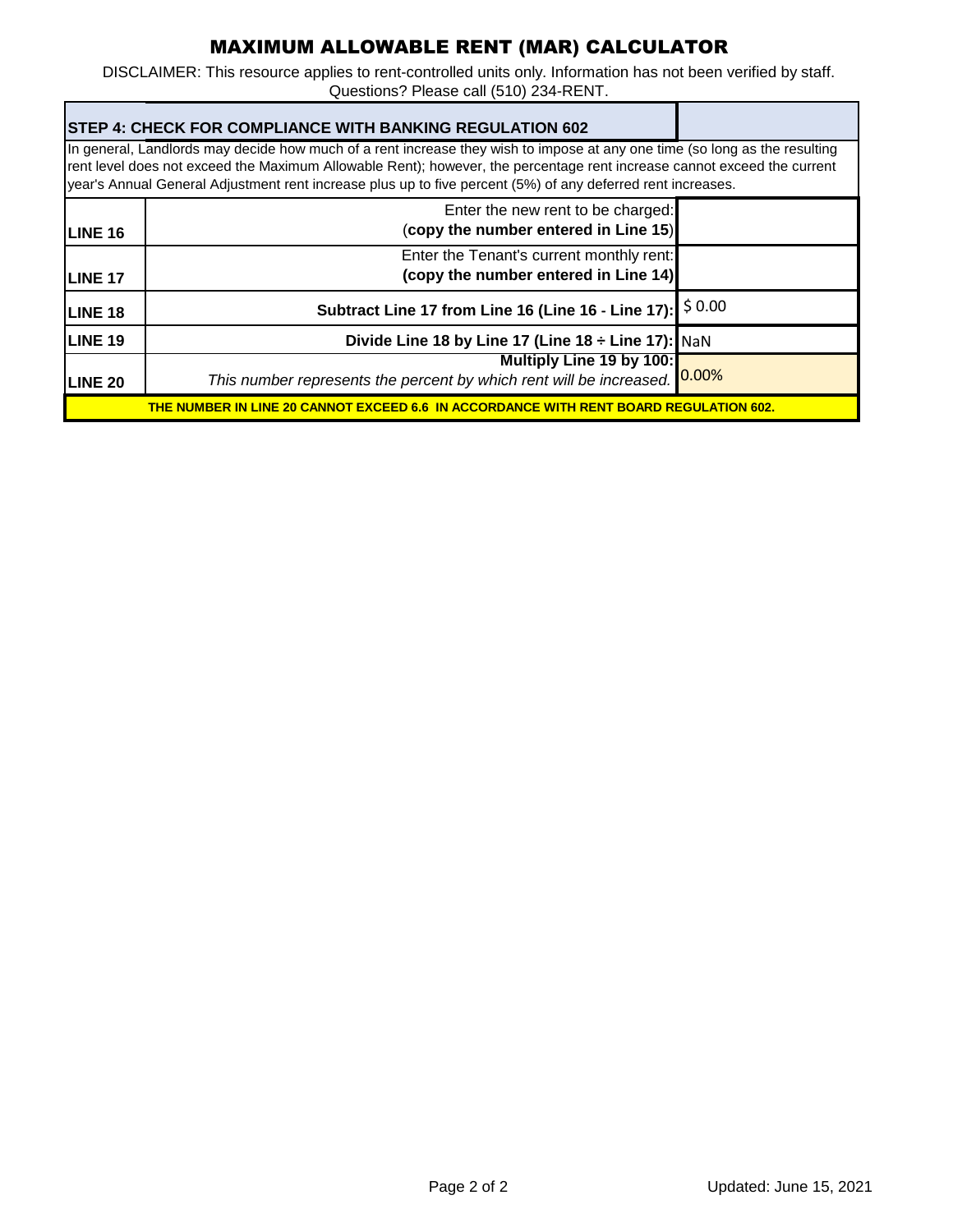# MAXIMUM ALLOWABLE RENT (MAR) CALCULATOR

DISCLAIMER: This resource applies to rent-controlled units only. Information has not been verified by staff. Questions? Please call (510) 234-RENT.

| | | |
|---|---|---|
| **STEP 4: CHECK FOR COMPLIANCE WITH BANKING REGULATION 602** | | |
| In general, Landlords may decide how much of a rent increase they wish to impose at any one time (so long as the resulting rent level does not exceed the Maximum Allowable Rent); however, the percentage rent increase cannot exceed the current year's Annual General Adjustment rent increase plus up to five percent (5%) of any deferred rent increases. | | |
| **LINE 16** | Enter the new rent to be charged: (**copy the number entered in Line 15**) | |
| **LINE 17** | Enter the Tenant's current monthly rent: **(copy the number entered in Line 14)** | |
| **LINE 18** | **Subtract Line 17 from Line 16 (Line 16 - Line 17):** | $ 0.00 |
| **LINE 19** | **Divide Line 18 by Line 17 (Line 18 ÷ Line 17):** | NaN |
| **LINE 20** | **Multiply Line 19 by 100:** *This number represents the percent by which rent will be increased.* | 0.00% |
| **THE NUMBER IN LINE 20 CANNOT EXCEED 6.6 IN ACCORDANCE WITH RENT BOARD REGULATION 602.** | | |

Updated: June 15, 2021